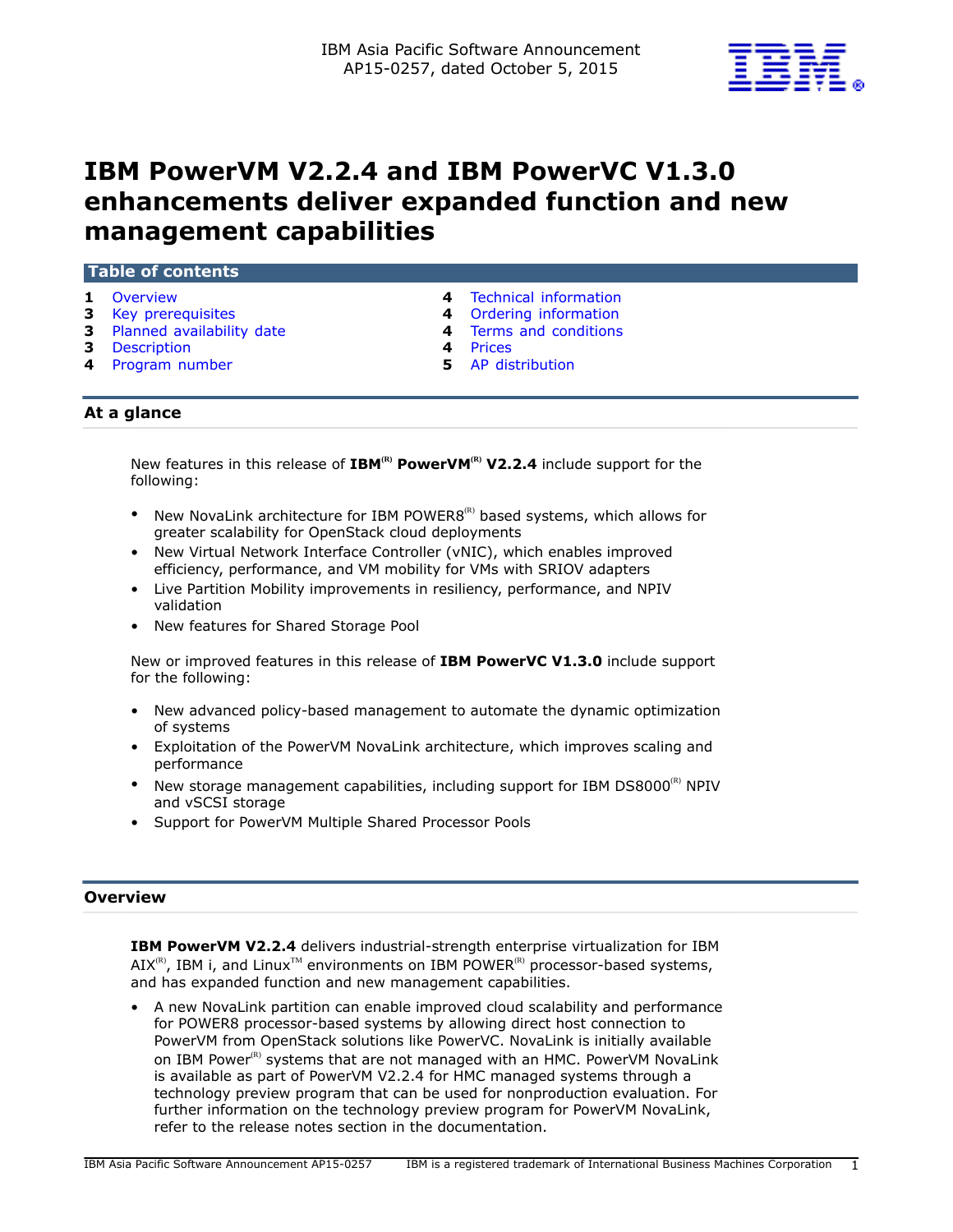IBM Asia Pacific Software Announcement
AP15-0257, dated October 5, 2015

# IBM PowerVM V2.2.4 and IBM PowerVC V1.3.0 enhancements deliver expanded function and new management capabilities

## Table of contents

| | | | |
|---|---|---|---|
| 1 | Overview | 4 | Technical information |
| 3 | Key prerequisites | 4 | Ordering information |
| 3 | Planned availability date | 4 | Terms and conditions |
| 3 | Description | 4 | Prices |
| 4 | Program number | 5 | AP distribution |

## At a glance

New features in this release of **IBM(R) PowerVM(R) V2.2.4** include support for the following:

- New NovaLink architecture for IBM POWER8(R) based systems, which allows for greater scalability for OpenStack cloud deployments
- New Virtual Network Interface Controller (vNIC), which enables improved efficiency, performance, and VM mobility for VMs with SRIOV adapters
- Live Partition Mobility improvements in resiliency, performance, and NPIV validation
- New features for Shared Storage Pool

New or improved features in this release of **IBM PowerVC V1.3.0** include support for the following:

- New advanced policy-based management to automate the dynamic optimization of systems
- Exploitation of the PowerVM NovaLink architecture, which improves scaling and performance
- New storage management capabilities, including support for IBM DS8000(R) NPIV and vSCSI storage
- Support for PowerVM Multiple Shared Processor Pools

## Overview

**IBM PowerVM V2.2.4** delivers industrial-strength enterprise virtualization for IBM AIX(R), IBM i, and Linux(TM) environments on IBM POWER(R) processor-based systems, and has expanded function and new management capabilities.

- A new NovaLink partition can enable improved cloud scalability and performance for POWER8 processor-based systems by allowing direct host connection to PowerVM from OpenStack solutions like PowerVC. NovaLink is initially available on IBM Power(R) systems that are not managed with an HMC. PowerVM NovaLink is available as part of PowerVM V2.2.4 for HMC managed systems through a technology preview program that can be used for nonproduction evaluation. For further information on the technology preview program for PowerVM NovaLink, refer to the release notes section in the documentation.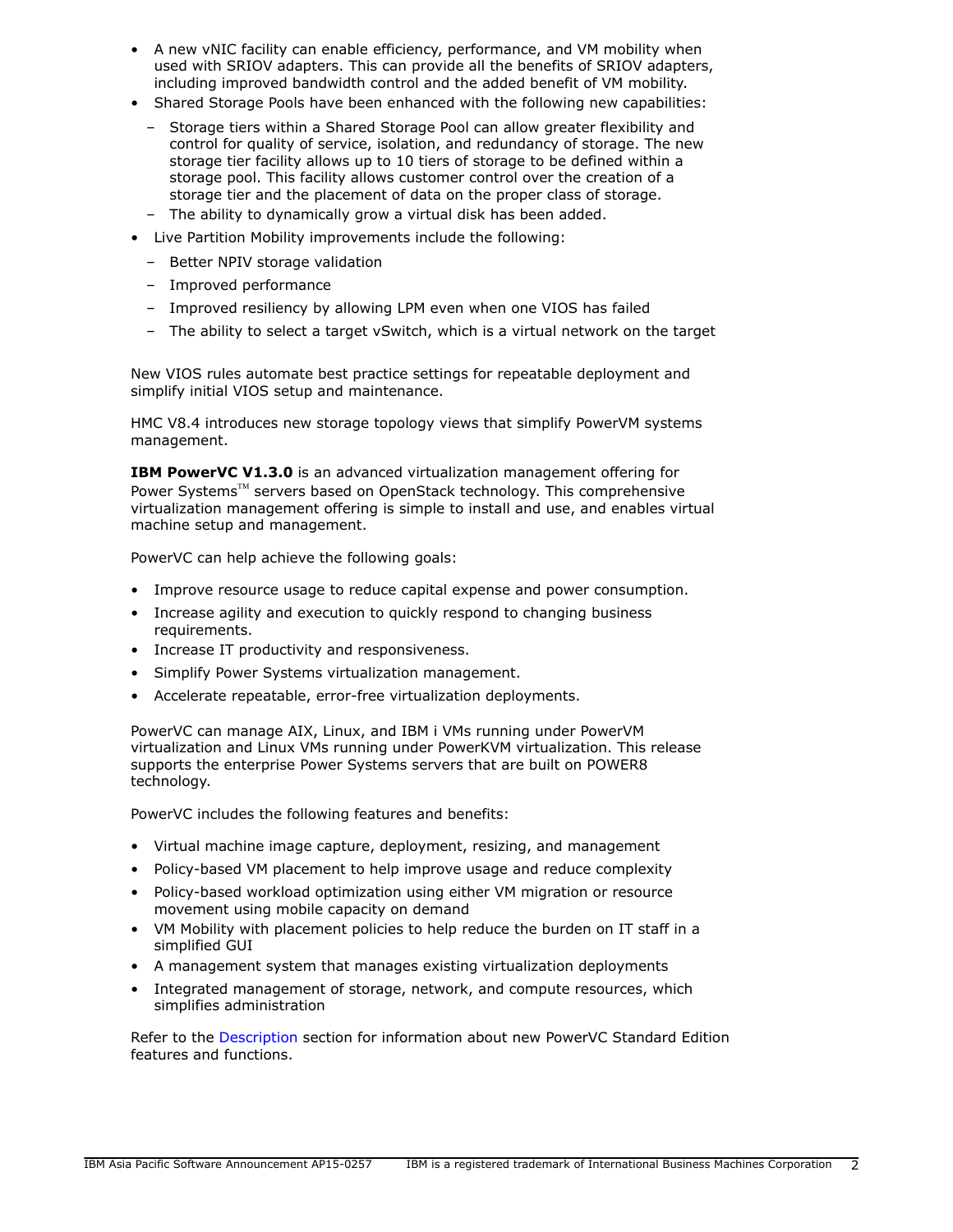- A new vNIC facility can enable efficiency, performance, and VM mobility when used with SRIOV adapters. This can provide all the benefits of SRIOV adapters, including improved bandwidth control and the added benefit of VM mobility.
- Shared Storage Pools have been enhanced with the following new capabilities:
  - Storage tiers within a Shared Storage Pool can allow greater flexibility and control for quality of service, isolation, and redundancy of storage. The new storage tier facility allows up to 10 tiers of storage to be defined within a storage pool. This facility allows customer control over the creation of a storage tier and the placement of data on the proper class of storage.
  - The ability to dynamically grow a virtual disk has been added.
- Live Partition Mobility improvements include the following:
  - Better NPIV storage validation
  - Improved performance
  - Improved resiliency by allowing LPM even when one VIOS has failed
  - The ability to select a target vSwitch, which is a virtual network on the target

New VIOS rules automate best practice settings for repeatable deployment and simplify initial VIOS setup and maintenance.

HMC V8.4 introduces new storage topology views that simplify PowerVM systems management.

**IBM PowerVC V1.3.0** is an advanced virtualization management offering for Power Systems™ servers based on OpenStack technology. This comprehensive virtualization management offering is simple to install and use, and enables virtual machine setup and management.

PowerVC can help achieve the following goals:

- Improve resource usage to reduce capital expense and power consumption.
- Increase agility and execution to quickly respond to changing business requirements.
- Increase IT productivity and responsiveness.
- Simplify Power Systems virtualization management.
- Accelerate repeatable, error-free virtualization deployments.

PowerVC can manage AIX, Linux, and IBM i VMs running under PowerVM virtualization and Linux VMs running under PowerKVM virtualization. This release supports the enterprise Power Systems servers that are built on POWER8 technology.

PowerVC includes the following features and benefits:

- Virtual machine image capture, deployment, resizing, and management
- Policy-based VM placement to help improve usage and reduce complexity
- Policy-based workload optimization using either VM migration or resource movement using mobile capacity on demand
- VM Mobility with placement policies to help reduce the burden on IT staff in a simplified GUI
- A management system that manages existing virtualization deployments
- Integrated management of storage, network, and compute resources, which simplifies administration

Refer to the Description section for information about new PowerVC Standard Edition features and functions.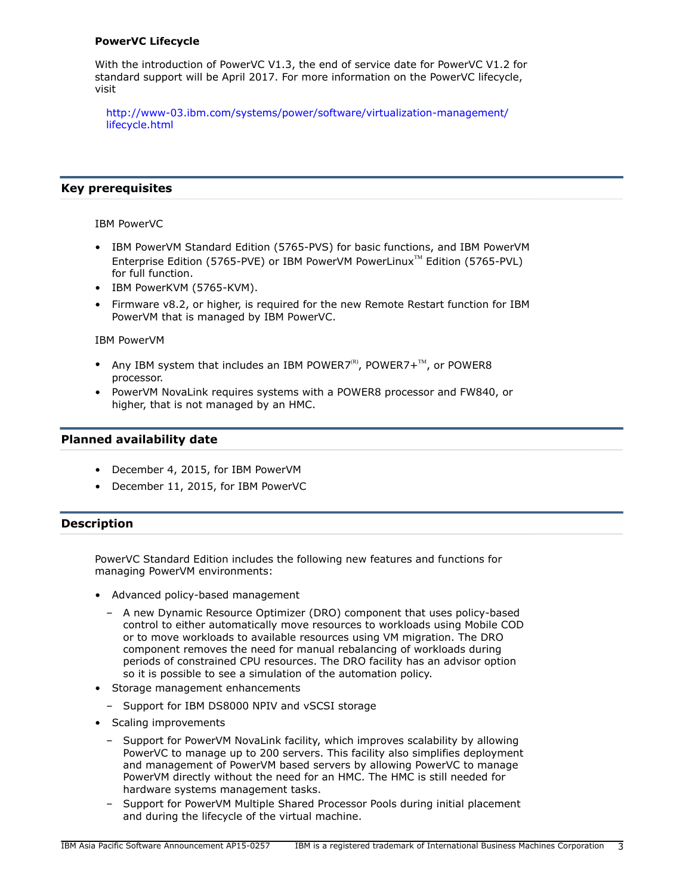**PowerVC Lifecycle**

With the introduction of PowerVC V1.3, the end of service date for PowerVC V1.2 for standard support will be April 2017. For more information on the PowerVC lifecycle, visit

http://www-03.ibm.com/systems/power/software/virtualization-management/lifecycle.html

## Key prerequisites

IBM PowerVC

- IBM PowerVM Standard Edition (5765-PVS) for basic functions, and IBM PowerVM Enterprise Edition (5765-PVE) or IBM PowerVM PowerLinux™ Edition (5765-PVL) for full function.
- IBM PowerKVM (5765-KVM).
- Firmware v8.2, or higher, is required for the new Remote Restart function for IBM PowerVM that is managed by IBM PowerVC.

IBM PowerVM

- Any IBM system that includes an IBM POWER7(R), POWER7+™, or POWER8 processor.
- PowerVM NovaLink requires systems with a POWER8 processor and FW840, or higher, that is not managed by an HMC.

## Planned availability date

- December 4, 2015, for IBM PowerVM
- December 11, 2015, for IBM PowerVC

## Description

PowerVC Standard Edition includes the following new features and functions for managing PowerVM environments:

- Advanced policy-based management
  - A new Dynamic Resource Optimizer (DRO) component that uses policy-based control to either automatically move resources to workloads using Mobile COD or to move workloads to available resources using VM migration. The DRO component removes the need for manual rebalancing of workloads during periods of constrained CPU resources. The DRO facility has an advisor option so it is possible to see a simulation of the automation policy.
- Storage management enhancements
  - Support for IBM DS8000 NPIV and vSCSI storage
- Scaling improvements
  - Support for PowerVM NovaLink facility, which improves scalability by allowing PowerVC to manage up to 200 servers. This facility also simplifies deployment and management of PowerVM based servers by allowing PowerVC to manage PowerVM directly without the need for an HMC. The HMC is still needed for hardware systems management tasks.
  - Support for PowerVM Multiple Shared Processor Pools during initial placement and during the lifecycle of the virtual machine.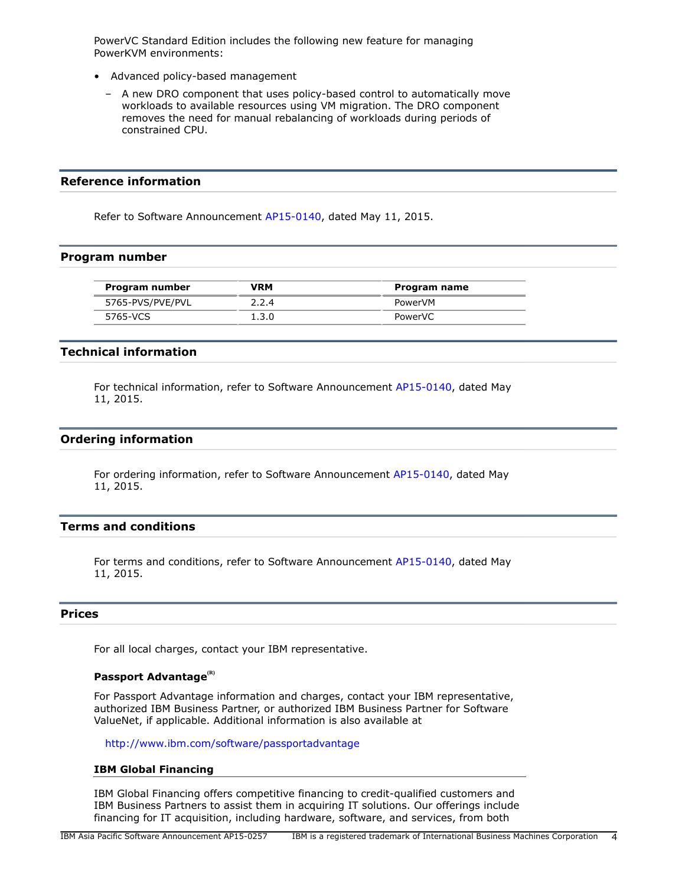PowerVC Standard Edition includes the following new feature for managing PowerKVM environments:

- Advanced policy-based management
  - A new DRO component that uses policy-based control to automatically move workloads to available resources using VM migration. The DRO component removes the need for manual rebalancing of workloads during periods of constrained CPU.

## Reference information

Refer to Software Announcement AP15-0140, dated May 11, 2015.

## Program number

| Program number | VRM | Program name |
|---|---|---|
| 5765-PVS/PVE/PVL | 2.2.4 | PowerVM |
| 5765-VCS | 1.3.0 | PowerVC |

## Technical information

For technical information, refer to Software Announcement AP15-0140, dated May 11, 2015.

## Ordering information

For ordering information, refer to Software Announcement AP15-0140, dated May 11, 2015.

## Terms and conditions

For terms and conditions, refer to Software Announcement AP15-0140, dated May 11, 2015.

## Prices

For all local charges, contact your IBM representative.

### Passport Advantage(R)

For Passport Advantage information and charges, contact your IBM representative, authorized IBM Business Partner, or authorized IBM Business Partner for Software ValueNet, if applicable. Additional information is also available at

http://www.ibm.com/software/passportadvantage

### IBM Global Financing

IBM Global Financing offers competitive financing to credit-qualified customers and IBM Business Partners to assist them in acquiring IT solutions. Our offerings include financing for IT acquisition, including hardware, software, and services, from both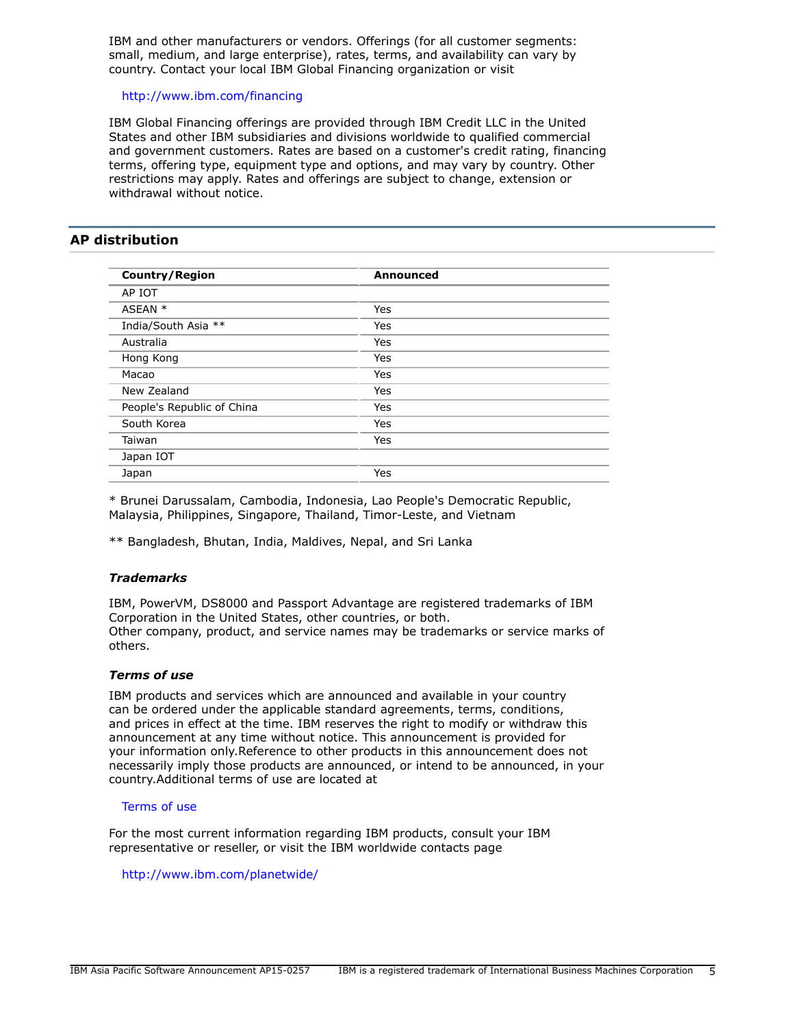IBM and other manufacturers or vendors. Offerings (for all customer segments: small, medium, and large enterprise), rates, terms, and availability can vary by country. Contact your local IBM Global Financing organization or visit

http://www.ibm.com/financing

IBM Global Financing offerings are provided through IBM Credit LLC in the United States and other IBM subsidiaries and divisions worldwide to qualified commercial and government customers. Rates are based on a customer's credit rating, financing terms, offering type, equipment type and options, and may vary by country. Other restrictions may apply. Rates and offerings are subject to change, extension or withdrawal without notice.

## AP distribution

| Country/Region | Announced |
|---|---|
| AP IOT | |
| ASEAN * | Yes |
| India/South Asia ** | Yes |
| Australia | Yes |
| Hong Kong | Yes |
| Macao | Yes |
| New Zealand | Yes |
| People's Republic of China | Yes |
| South Korea | Yes |
| Taiwan | Yes |
| Japan IOT | |
| Japan | Yes |

* Brunei Darussalam, Cambodia, Indonesia, Lao People's Democratic Republic, Malaysia, Philippines, Singapore, Thailand, Timor-Leste, and Vietnam

** Bangladesh, Bhutan, India, Maldives, Nepal, and Sri Lanka

### *Trademarks*

IBM, PowerVM, DS8000 and Passport Advantage are registered trademarks of IBM Corporation in the United States, other countries, or both.
Other company, product, and service names may be trademarks or service marks of others.

### *Terms of use*

IBM products and services which are announced and available in your country can be ordered under the applicable standard agreements, terms, conditions, and prices in effect at the time. IBM reserves the right to modify or withdraw this announcement at any time without notice. This announcement is provided for your information only.Reference to other products in this announcement does not necessarily imply those products are announced, or intend to be announced, in your country.Additional terms of use are located at

Terms of use

For the most current information regarding IBM products, consult your IBM representative or reseller, or visit the IBM worldwide contacts page

http://www.ibm.com/planetwide/